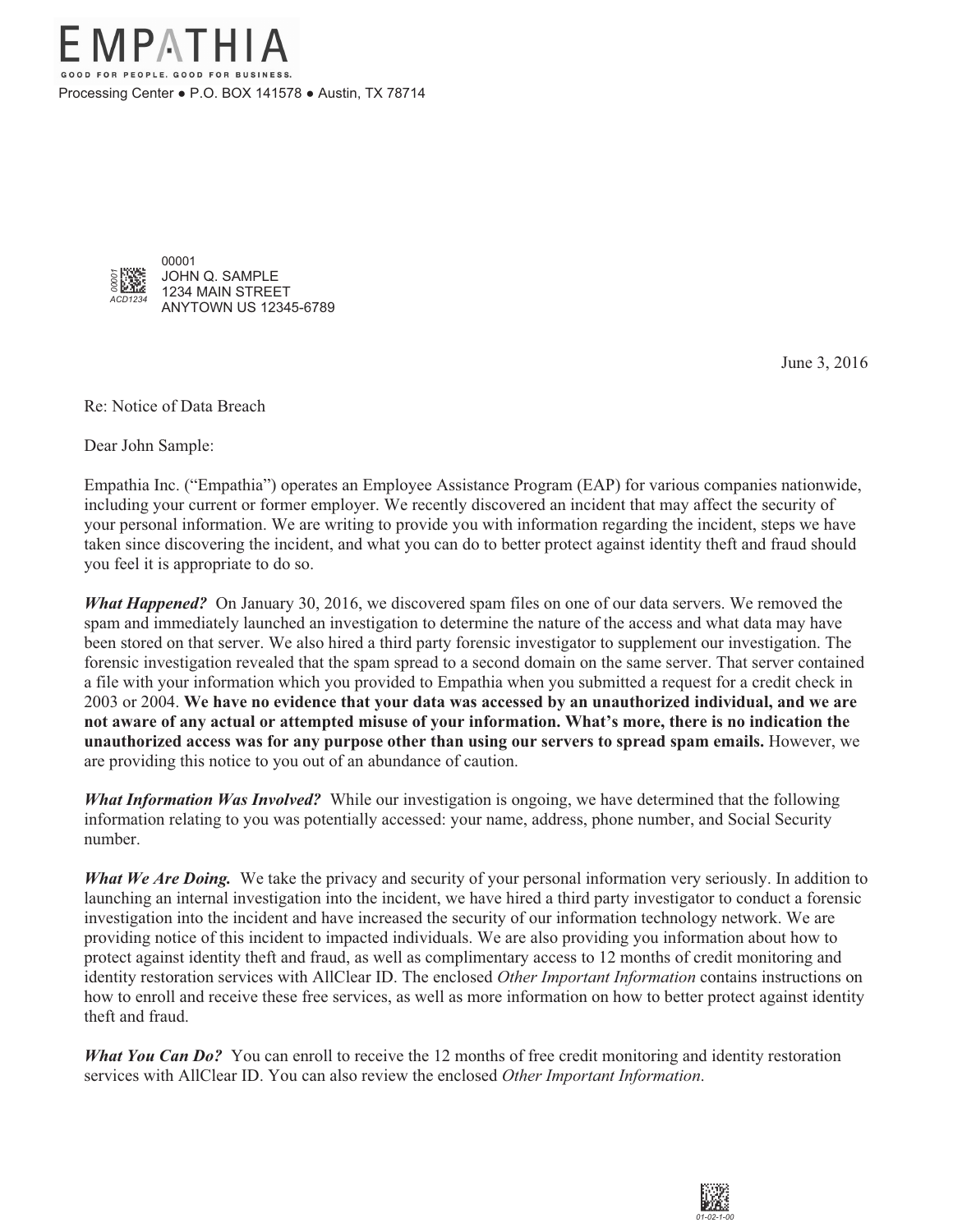EMPATHIA

GOOD FOR PEOPLE. GOOD FOR BUSINESS.

Processing Center ● P.O. BOX 141578 ● Austin, TX 78714

00001
JOHN Q. SAMPLE
1234 MAIN STREET
ANYTOWN US 12345-6789

June 3, 2016

Re: Notice of Data Breach

Dear John Sample:

Empathia Inc. ("Empathia") operates an Employee Assistance Program (EAP) for various companies nationwide, including your current or former employer. We recently discovered an incident that may affect the security of your personal information. We are writing to provide you with information regarding the incident, steps we have taken since discovering the incident, and what you can do to better protect against identity theft and fraud should you feel it is appropriate to do so.

***What Happened?*** On January 30, 2016, we discovered spam files on one of our data servers. We removed the spam and immediately launched an investigation to determine the nature of the access and what data may have been stored on that server. We also hired a third party forensic investigator to supplement our investigation. The forensic investigation revealed that the spam spread to a second domain on the same server. That server contained a file with your information which you provided to Empathia when you submitted a request for a credit check in 2003 or 2004. **We have no evidence that your data was accessed by an unauthorized individual, and we are not aware of any actual or attempted misuse of your information. What's more, there is no indication the unauthorized access was for any purpose other than using our servers to spread spam emails.** However, we are providing this notice to you out of an abundance of caution.

***What Information Was Involved?*** While our investigation is ongoing, we have determined that the following information relating to you was potentially accessed: your name, address, phone number, and Social Security number.

***What We Are Doing.*** We take the privacy and security of your personal information very seriously. In addition to launching an internal investigation into the incident, we have hired a third party investigator to conduct a forensic investigation into the incident and have increased the security of our information technology network. We are providing notice of this incident to impacted individuals. We are also providing you information about how to protect against identity theft and fraud, as well as complimentary access to 12 months of credit monitoring and identity restoration services with AllClear ID. The enclosed *Other Important Information* contains instructions on how to enroll and receive these free services, as well as more information on how to better protect against identity theft and fraud.

***What You Can Do?*** You can enroll to receive the 12 months of free credit monitoring and identity restoration services with AllClear ID. You can also review the enclosed *Other Important Information*.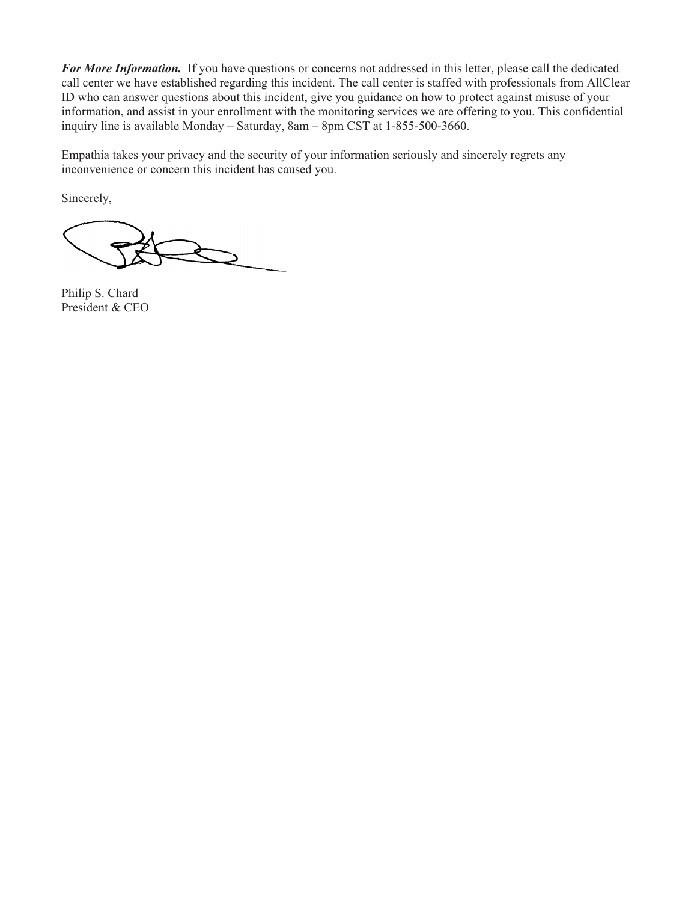***For More Information.*** If you have questions or concerns not addressed in this letter, please call the dedicated call center we have established regarding this incident. The call center is staffed with professionals from AllClear ID who can answer questions about this incident, give you guidance on how to protect against misuse of your information, and assist in your enrollment with the monitoring services we are offering to you. This confidential inquiry line is available Monday – Saturday, 8am – 8pm CST at 1-855-500-3660.

Empathia takes your privacy and the security of your information seriously and sincerely regrets any inconvenience or concern this incident has caused you.

Sincerely,

Philip S. Chard
President & CEO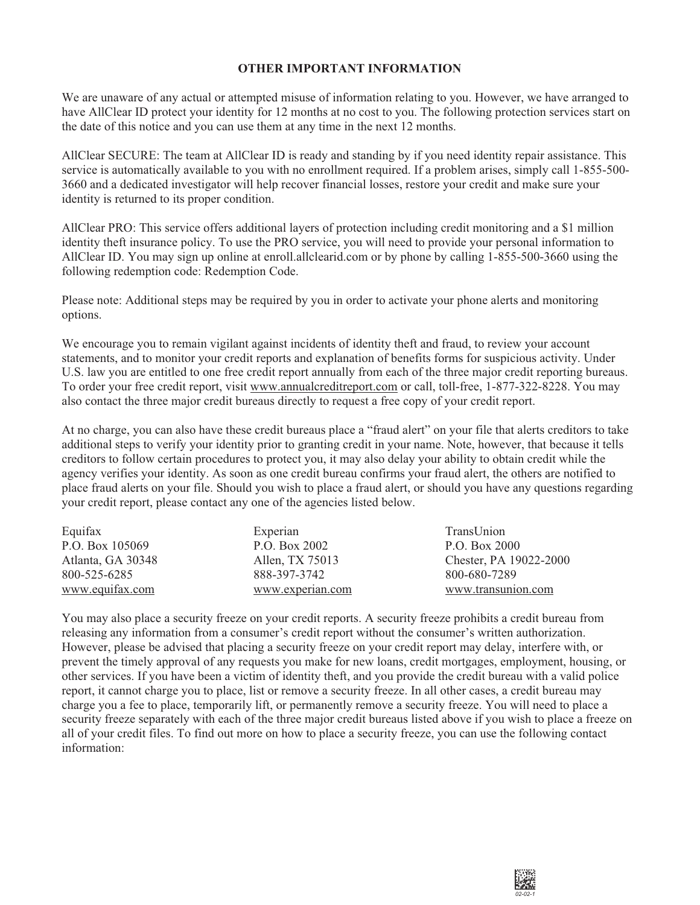**OTHER IMPORTANT INFORMATION**

We are unaware of any actual or attempted misuse of information relating to you. However, we have arranged to have AllClear ID protect your identity for 12 months at no cost to you. The following protection services start on the date of this notice and you can use them at any time in the next 12 months.

AllClear SECURE: The team at AllClear ID is ready and standing by if you need identity repair assistance. This service is automatically available to you with no enrollment required. If a problem arises, simply call 1-855-500-3660 and a dedicated investigator will help recover financial losses, restore your credit and make sure your identity is returned to its proper condition.

AllClear PRO: This service offers additional layers of protection including credit monitoring and a $1 million identity theft insurance policy. To use the PRO service, you will need to provide your personal information to AllClear ID. You may sign up online at enroll.allclearid.com or by phone by calling 1-855-500-3660 using the following redemption code: Redemption Code.

Please note: Additional steps may be required by you in order to activate your phone alerts and monitoring options.

We encourage you to remain vigilant against incidents of identity theft and fraud, to review your account statements, and to monitor your credit reports and explanation of benefits forms for suspicious activity. Under U.S. law you are entitled to one free credit report annually from each of the three major credit reporting bureaus. To order your free credit report, visit www.annualcreditreport.com or call, toll-free, 1-877-322-8228. You may also contact the three major credit bureaus directly to request a free copy of your credit report.

At no charge, you can also have these credit bureaus place a "fraud alert" on your file that alerts creditors to take additional steps to verify your identity prior to granting credit in your name. Note, however, that because it tells creditors to follow certain procedures to protect you, it may also delay your ability to obtain credit while the agency verifies your identity. As soon as one credit bureau confirms your fraud alert, the others are notified to place fraud alerts on your file. Should you wish to place a fraud alert, or should you have any questions regarding your credit report, please contact any one of the agencies listed below.

| Equifax | Experian | TransUnion |
|---|---|---|
| P.O. Box 105069 | P.O. Box 2002 | P.O. Box 2000 |
| Atlanta, GA 30348 | Allen, TX 75013 | Chester, PA 19022-2000 |
| 800-525-6285 | 888-397-3742 | 800-680-7289 |
| www.equifax.com | www.experian.com | www.transunion.com |

You may also place a security freeze on your credit reports. A security freeze prohibits a credit bureau from releasing any information from a consumer's credit report without the consumer's written authorization. However, please be advised that placing a security freeze on your credit report may delay, interfere with, or prevent the timely approval of any requests you make for new loans, credit mortgages, employment, housing, or other services. If you have been a victim of identity theft, and you provide the credit bureau with a valid police report, it cannot charge you to place, list or remove a security freeze. In all other cases, a credit bureau may charge you a fee to place, temporarily lift, or permanently remove a security freeze. You will need to place a security freeze separately with each of the three major credit bureaus listed above if you wish to place a freeze on all of your credit files. To find out more on how to place a security freeze, you can use the following contact information: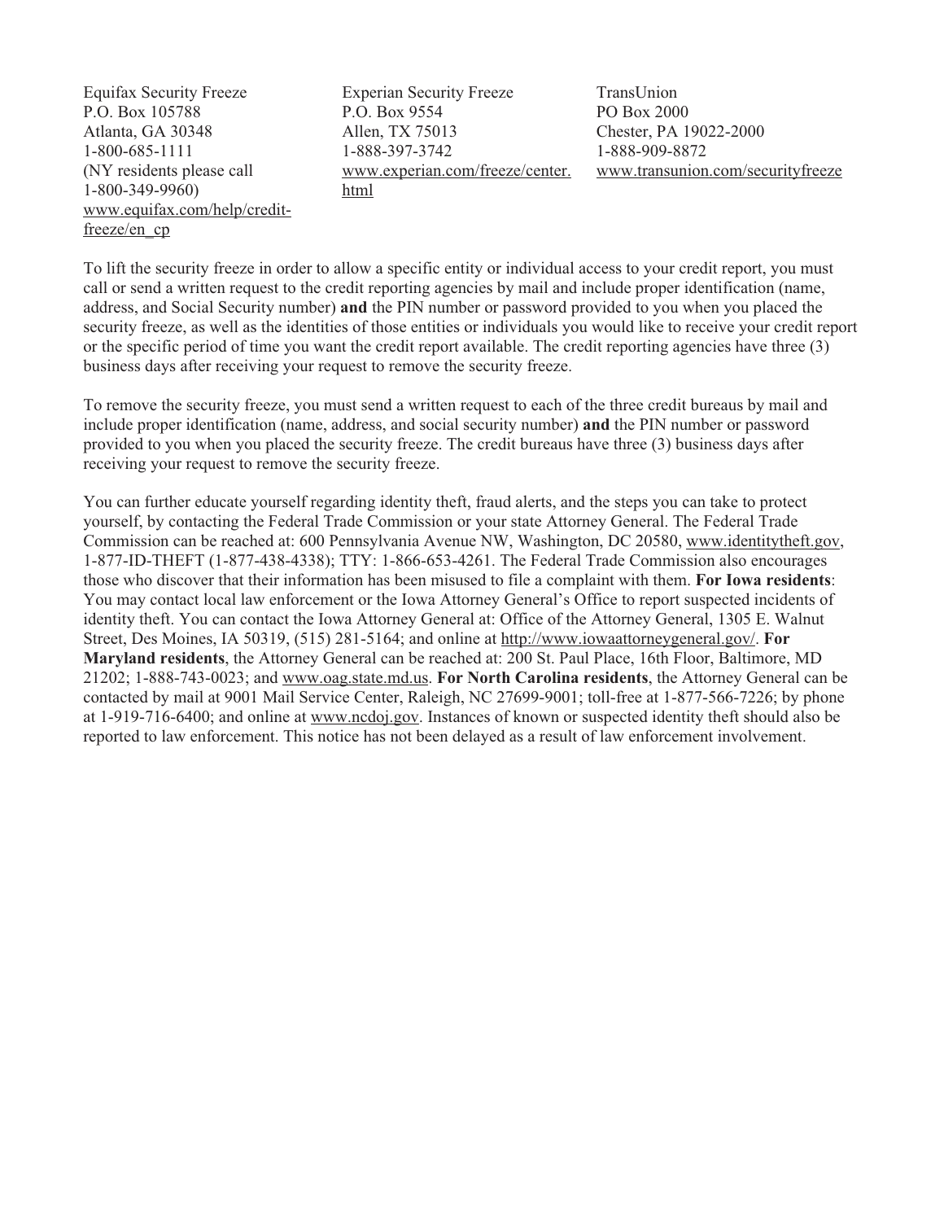Equifax Security Freeze
P.O. Box 105788
Atlanta, GA 30348
1-800-685-1111
(NY residents please call 1-800-349-9960)
www.equifax.com/help/credit-freeze/en_cp

Experian Security Freeze
P.O. Box 9554
Allen, TX 75013
1-888-397-3742
www.experian.com/freeze/center.html

TransUnion
PO Box 2000
Chester, PA 19022-2000
1-888-909-8872
www.transunion.com/securityfreeze

To lift the security freeze in order to allow a specific entity or individual access to your credit report, you must call or send a written request to the credit reporting agencies by mail and include proper identification (name, address, and Social Security number) **and** the PIN number or password provided to you when you placed the security freeze, as well as the identities of those entities or individuals you would like to receive your credit report or the specific period of time you want the credit report available. The credit reporting agencies have three (3) business days after receiving your request to remove the security freeze.

To remove the security freeze, you must send a written request to each of the three credit bureaus by mail and include proper identification (name, address, and social security number) **and** the PIN number or password provided to you when you placed the security freeze. The credit bureaus have three (3) business days after receiving your request to remove the security freeze.

You can further educate yourself regarding identity theft, fraud alerts, and the steps you can take to protect yourself, by contacting the Federal Trade Commission or your state Attorney General. The Federal Trade Commission can be reached at: 600 Pennsylvania Avenue NW, Washington, DC 20580, www.identitytheft.gov, 1-877-ID-THEFT (1-877-438-4338); TTY: 1-866-653-4261. The Federal Trade Commission also encourages those who discover that their information has been misused to file a complaint with them. **For Iowa residents**: You may contact local law enforcement or the Iowa Attorney General's Office to report suspected incidents of identity theft. You can contact the Iowa Attorney General at: Office of the Attorney General, 1305 E. Walnut Street, Des Moines, IA 50319, (515) 281-5164; and online at http://www.iowaattorneygeneral.gov/. **For Maryland residents**, the Attorney General can be reached at: 200 St. Paul Place, 16th Floor, Baltimore, MD 21202; 1-888-743-0023; and www.oag.state.md.us. **For North Carolina residents**, the Attorney General can be contacted by mail at 9001 Mail Service Center, Raleigh, NC 27699-9001; toll-free at 1-877-566-7226; by phone at 1-919-716-6400; and online at www.ncdoj.gov. Instances of known or suspected identity theft should also be reported to law enforcement. This notice has not been delayed as a result of law enforcement involvement.